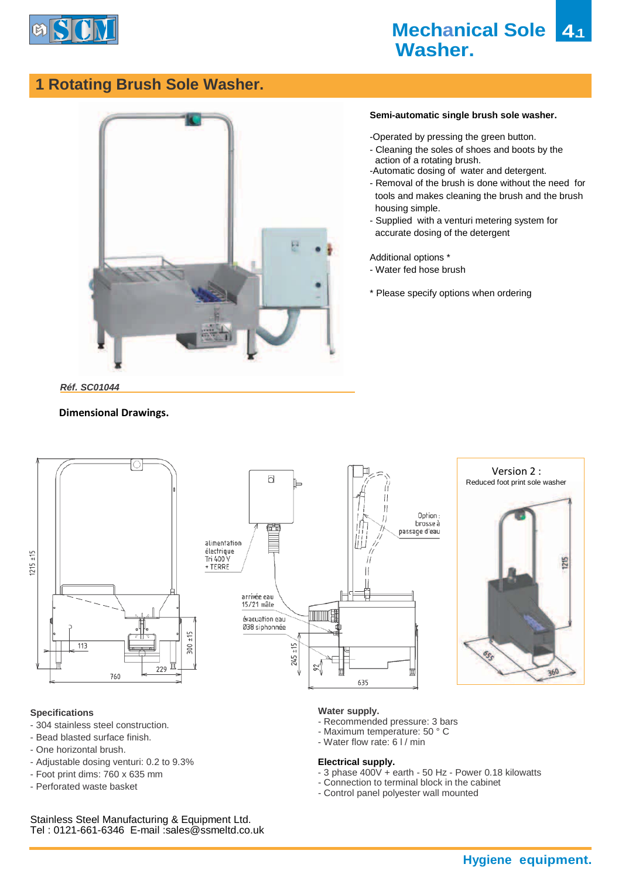# Mechanical Sole Washer.

## 1 Rotating Brush Sole Washer.

**Semi-automatic single brush sole washer.**

-Operated by pressing the green button.
- Cleaning the soles of shoes and boots by the action of a rotating brush.
-Automatic dosing of water and detergent.
- Removal of the brush is done without the need for tools and makes cleaning the brush and the brush housing simple.
- Supplied with a venturi metering system for accurate dosing of the detergent

Additional options *
- Water fed hose brush

* Please specify options when ordering

***Réf. SC01044***

**Dimensional Drawings.**

Version 2 :
Reduced foot print sole washer

### Specifications

- 304 stainless steel construction.
- Bead blasted surface finish.
- One horizontal brush.
- Adjustable dosing venturi: 0.2 to 9.3%
- Foot print dims: 760 x 635 mm
- Perforated waste basket

**Water supply.**
- Recommended pressure: 3 bars
- Maximum temperature: 50 ° C
- Water flow rate: 6 l / min

**Electrical supply.**
- 3 phase 400V + earth - 50 Hz - Power 0.18 kilowatts
- Connection to terminal block in the cabinet
- Control panel polyester wall mounted

Stainless Steel Manufacturing & Equipment Ltd.
Tel : 0121-661-6346 E-mail :sales@ssmeltd.co.uk

Hygiene equipment.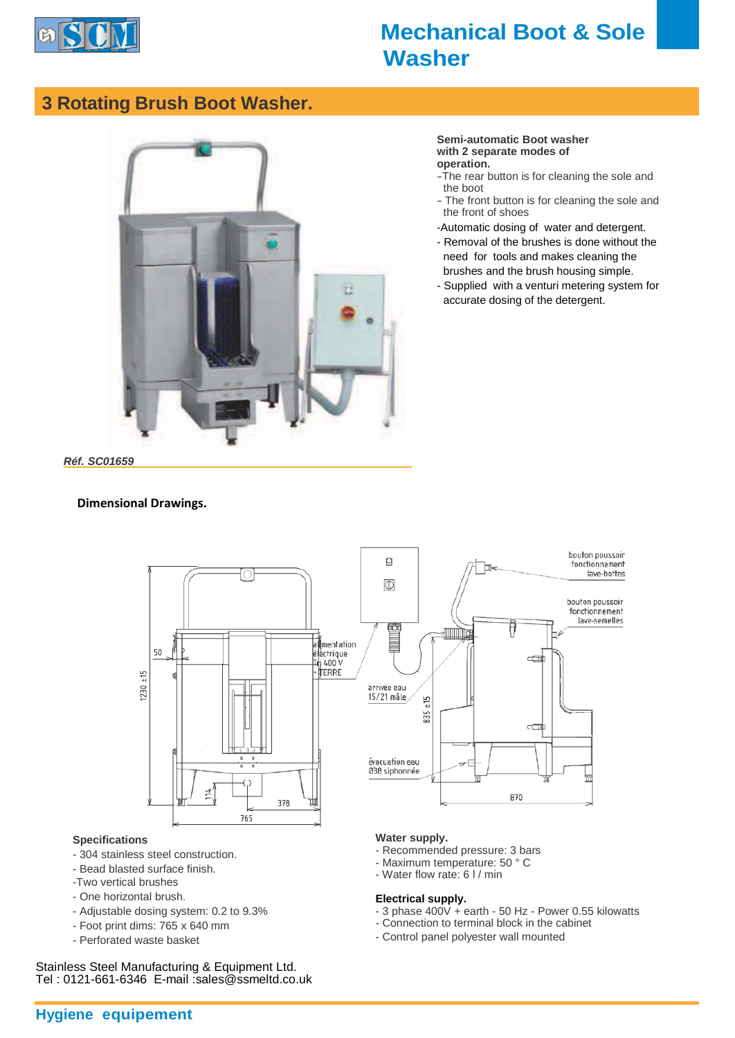# Mechanical Boot & Sole Washer

## 3 Rotating Brush Boot Washer.

**Semi-automatic Boot washer with 2 separate modes of operation.**

- The rear button is for cleaning the sole and the boot
- The front button is for cleaning the sole and the front of shoes

-Automatic dosing of water and detergent.

- Removal of the brushes is done without the need for tools and makes cleaning the brushes and the brush housing simple.
- Supplied with a venturi metering system for accurate dosing of the detergent.

*Réf. SC01659*

**Dimensional Drawings.**

1230 ±15
50
114
378
765
alimentation électrique Tri 400 V + TERRE
arrivée eau 15/21 mâle
évacuation eau Ø38 siphonnée
835 ±15
870
bouton poussoir fonctionnement lave-bottes
bouton poussoir fonctionnement lave-semelles

**Specifications**

- 304 stainless steel construction.
- Bead blasted surface finish.
- Two vertical brushes
- One horizontal brush.
- Adjustable dosing system: 0.2 to 9.3%
- Foot print dims: 765 x 640 mm
- Perforated waste basket

**Water supply.**

- Recommended pressure: 3 bars
- Maximum temperature: 50 ° C
- Water flow rate: 6 l / min

**Electrical supply.**

- 3 phase 400V + earth - 50 Hz - Power 0.55 kilowatts
- Connection to terminal block in the cabinet
- Control panel polyester wall mounted

Stainless Steel Manufacturing & Equipment Ltd.
Tel : 0121-661-6346 E-mail :sales@ssmeltd.co.uk

Hygiene equipement